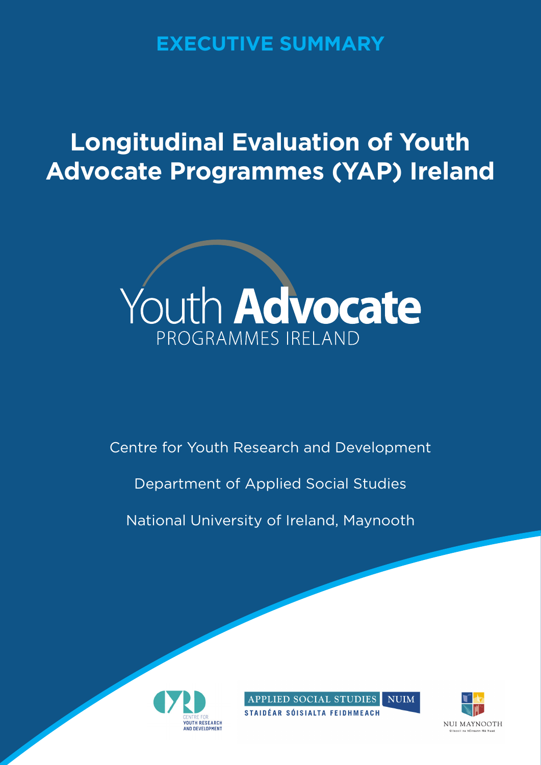**EXECUTIVE SUMMARY**

# Longitudinal Evaluation of Youth Advocate Programmes (YAP) Ireland

Youth **Advocate**
PROGRAMMES IRELAND

Centre for Youth Research and Development

Department of Applied Social Studies

National University of Ireland, Maynooth

CENTRE FOR YOUTH RESEARCH AND DEVELOPMENT

APPLIED SOCIAL STUDIES NUIM
STAIDÉAR SÓISIALTA FEIDHMEACH

NUI MAYNOOTH
Ollscoil na hÉireann Má Nuad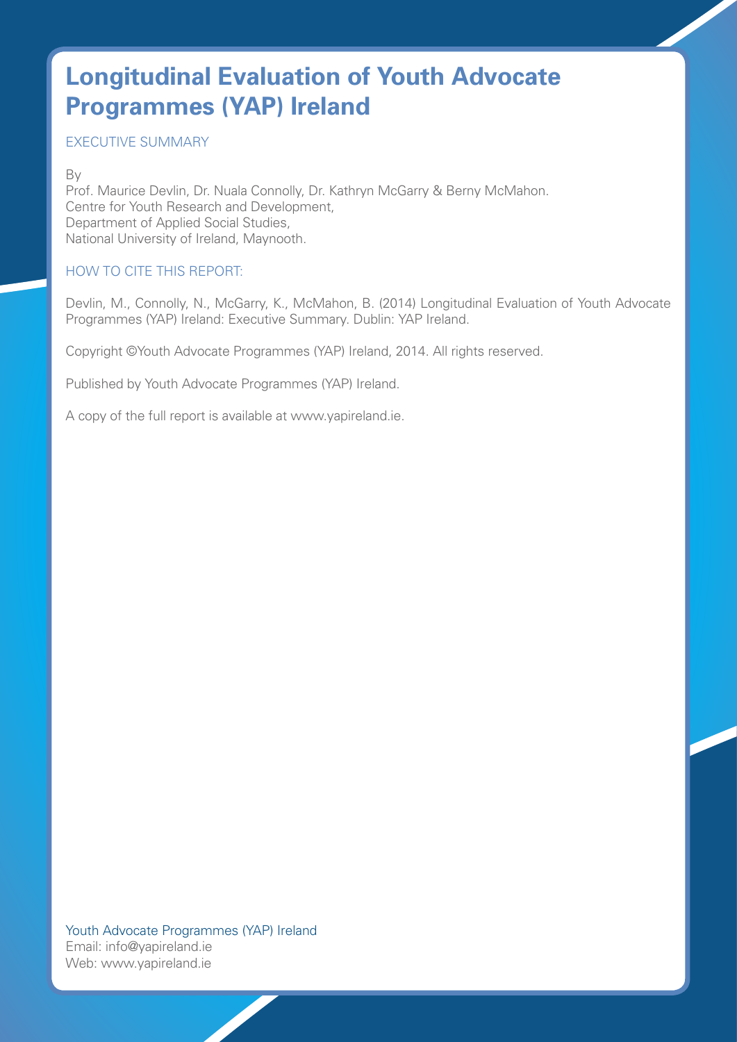# Longitudinal Evaluation of Youth Advocate Programmes (YAP) Ireland

EXECUTIVE SUMMARY

By
Prof. Maurice Devlin, Dr. Nuala Connolly, Dr. Kathryn McGarry & Berny McMahon.
Centre for Youth Research and Development,
Department of Applied Social Studies,
National University of Ireland, Maynooth.

HOW TO CITE THIS REPORT:

Devlin, M., Connolly, N., McGarry, K., McMahon, B. (2014) Longitudinal Evaluation of Youth Advocate Programmes (YAP) Ireland: Executive Summary. Dublin: YAP Ireland.

Copyright ©Youth Advocate Programmes (YAP) Ireland, 2014. All rights reserved.

Published by Youth Advocate Programmes (YAP) Ireland.

A copy of the full report is available at www.yapireland.ie.

Youth Advocate Programmes (YAP) Ireland
Email: info@yapireland.ie
Web: www.yapireland.ie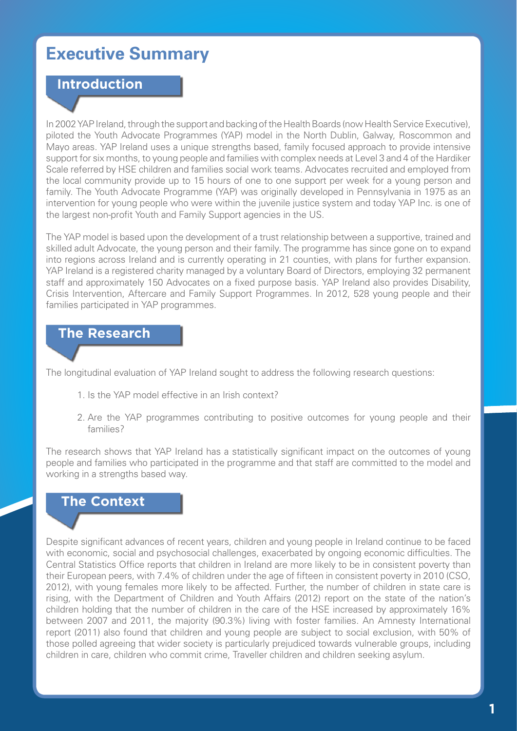# Executive Summary

## Introduction

In 2002 YAP Ireland, through the support and backing of the Health Boards (now Health Service Executive), piloted the Youth Advocate Programmes (YAP) model in the North Dublin, Galway, Roscommon and Mayo areas. YAP Ireland uses a unique strengths based, family focused approach to provide intensive support for six months, to young people and families with complex needs at Level 3 and 4 of the Hardiker Scale referred by HSE children and families social work teams. Advocates recruited and employed from the local community provide up to 15 hours of one to one support per week for a young person and family. The Youth Advocate Programme (YAP) was originally developed in Pennsylvania in 1975 as an intervention for young people who were within the juvenile justice system and today YAP Inc. is one of the largest non-profit Youth and Family Support agencies in the US.

The YAP model is based upon the development of a trust relationship between a supportive, trained and skilled adult Advocate, the young person and their family. The programme has since gone on to expand into regions across Ireland and is currently operating in 21 counties, with plans for further expansion. YAP Ireland is a registered charity managed by a voluntary Board of Directors, employing 32 permanent staff and approximately 150 Advocates on a fixed purpose basis. YAP Ireland also provides Disability, Crisis Intervention, Aftercare and Family Support Programmes. In 2012, 528 young people and their families participated in YAP programmes.

## The Research

The longitudinal evaluation of YAP Ireland sought to address the following research questions:

1. Is the YAP model effective in an Irish context?
2. Are the YAP programmes contributing to positive outcomes for young people and their families?

The research shows that YAP Ireland has a statistically significant impact on the outcomes of young people and families who participated in the programme and that staff are committed to the model and working in a strengths based way.

## The Context

Despite significant advances of recent years, children and young people in Ireland continue to be faced with economic, social and psychosocial challenges, exacerbated by ongoing economic difficulties. The Central Statistics Office reports that children in Ireland are more likely to be in consistent poverty than their European peers, with 7.4% of children under the age of fifteen in consistent poverty in 2010 (CSO, 2012), with young females more likely to be affected. Further, the number of children in state care is rising, with the Department of Children and Youth Affairs (2012) report on the state of the nation's children holding that the number of children in the care of the HSE increased by approximately 16% between 2007 and 2011, the majority (90.3%) living with foster families. An Amnesty International report (2011) also found that children and young people are subject to social exclusion, with 50% of those polled agreeing that wider society is particularly prejudiced towards vulnerable groups, including children in care, children who commit crime, Traveller children and children seeking asylum.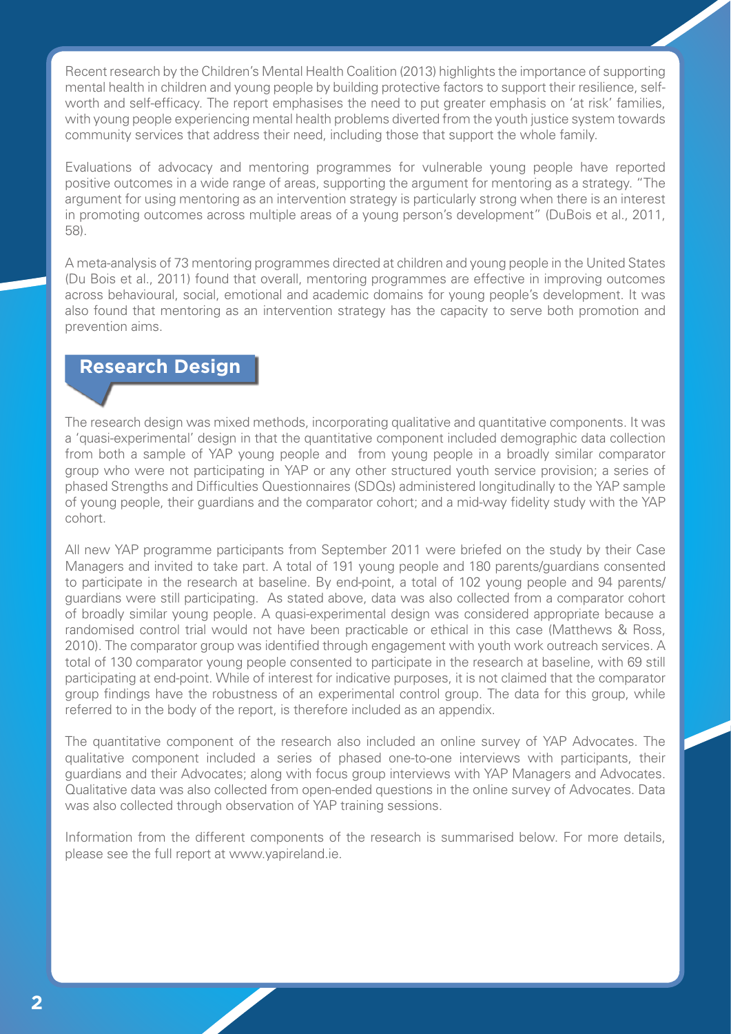Recent research by the Children's Mental Health Coalition (2013) highlights the importance of supporting mental health in children and young people by building protective factors to support their resilience, self-worth and self-efficacy. The report emphasises the need to put greater emphasis on 'at risk' families, with young people experiencing mental health problems diverted from the youth justice system towards community services that address their need, including those that support the whole family.

Evaluations of advocacy and mentoring programmes for vulnerable young people have reported positive outcomes in a wide range of areas, supporting the argument for mentoring as a strategy. "The argument for using mentoring as an intervention strategy is particularly strong when there is an interest in promoting outcomes across multiple areas of a young person's development" (DuBois et al., 2011, 58).

A meta-analysis of 73 mentoring programmes directed at children and young people in the United States (Du Bois et al., 2011) found that overall, mentoring programmes are effective in improving outcomes across behavioural, social, emotional and academic domains for young people's development. It was also found that mentoring as an intervention strategy has the capacity to serve both promotion and prevention aims.

## Research Design

The research design was mixed methods, incorporating qualitative and quantitative components. It was a 'quasi-experimental' design in that the quantitative component included demographic data collection from both a sample of YAP young people and from young people in a broadly similar comparator group who were not participating in YAP or any other structured youth service provision; a series of phased Strengths and Difficulties Questionnaires (SDQs) administered longitudinally to the YAP sample of young people, their guardians and the comparator cohort; and a mid-way fidelity study with the YAP cohort.

All new YAP programme participants from September 2011 were briefed on the study by their Case Managers and invited to take part. A total of 191 young people and 180 parents/guardians consented to participate in the research at baseline. By end-point, a total of 102 young people and 94 parents/guardians were still participating. As stated above, data was also collected from a comparator cohort of broadly similar young people. A quasi-experimental design was considered appropriate because a randomised control trial would not have been practicable or ethical in this case (Matthews & Ross, 2010). The comparator group was identified through engagement with youth work outreach services. A total of 130 comparator young people consented to participate in the research at baseline, with 69 still participating at end-point. While of interest for indicative purposes, it is not claimed that the comparator group findings have the robustness of an experimental control group. The data for this group, while referred to in the body of the report, is therefore included as an appendix.

The quantitative component of the research also included an online survey of YAP Advocates. The qualitative component included a series of phased one-to-one interviews with participants, their guardians and their Advocates; along with focus group interviews with YAP Managers and Advocates. Qualitative data was also collected from open-ended questions in the online survey of Advocates. Data was also collected through observation of YAP training sessions.

Information from the different components of the research is summarised below. For more details, please see the full report at www.yapireland.ie.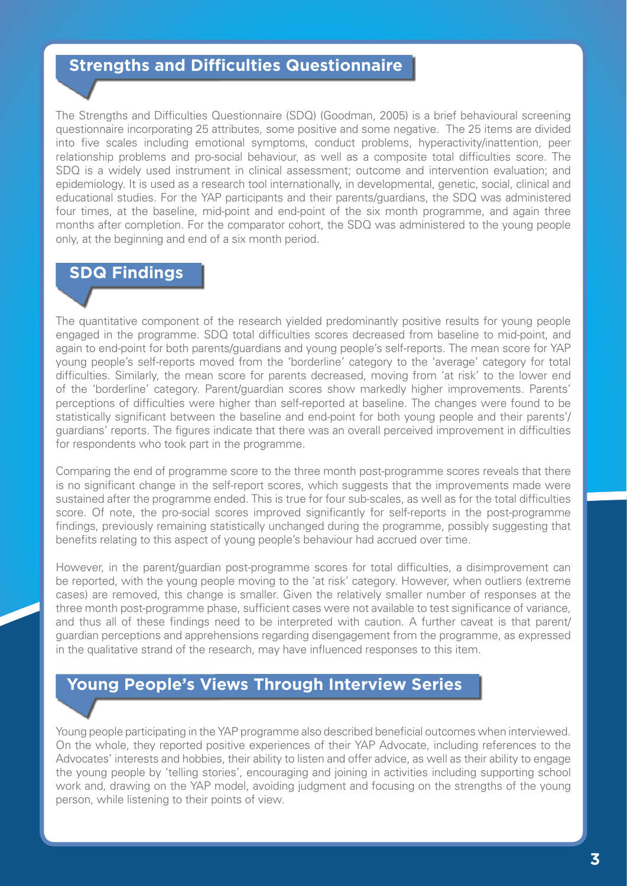## Strengths and Difficulties Questionnaire

The Strengths and Difficulties Questionnaire (SDQ) (Goodman, 2005) is a brief behavioural screening questionnaire incorporating 25 attributes, some positive and some negative. The 25 items are divided into five scales including emotional symptoms, conduct problems, hyperactivity/inattention, peer relationship problems and pro-social behaviour, as well as a composite total difficulties score. The SDQ is a widely used instrument in clinical assessment; outcome and intervention evaluation; and epidemiology. It is used as a research tool internationally, in developmental, genetic, social, clinical and educational studies. For the YAP participants and their parents/guardians, the SDQ was administered four times, at the baseline, mid-point and end-point of the six month programme, and again three months after completion. For the comparator cohort, the SDQ was administered to the young people only, at the beginning and end of a six month period.

## SDQ Findings

The quantitative component of the research yielded predominantly positive results for young people engaged in the programme. SDQ total difficulties scores decreased from baseline to mid-point, and again to end-point for both parents/guardians and young people's self-reports. The mean score for YAP young people's self-reports moved from the 'borderline' category to the 'average' category for total difficulties. Similarly, the mean score for parents decreased, moving from 'at risk' to the lower end of the 'borderline' category. Parent/guardian scores show markedly higher improvements. Parents' perceptions of difficulties were higher than self-reported at baseline. The changes were found to be statistically significant between the baseline and end-point for both young people and their parents'/guardians' reports. The figures indicate that there was an overall perceived improvement in difficulties for respondents who took part in the programme.

Comparing the end of programme score to the three month post-programme scores reveals that there is no significant change in the self-report scores, which suggests that the improvements made were sustained after the programme ended. This is true for four sub-scales, as well as for the total difficulties score. Of note, the pro-social scores improved significantly for self-reports in the post-programme findings, previously remaining statistically unchanged during the programme, possibly suggesting that benefits relating to this aspect of young people's behaviour had accrued over time.

However, in the parent/guardian post-programme scores for total difficulties, a disimprovement can be reported, with the young people moving to the 'at risk' category. However, when outliers (extreme cases) are removed, this change is smaller. Given the relatively smaller number of responses at the three month post-programme phase, sufficient cases were not available to test significance of variance, and thus all of these findings need to be interpreted with caution. A further caveat is that parent/guardian perceptions and apprehensions regarding disengagement from the programme, as expressed in the qualitative strand of the research, may have influenced responses to this item.

## Young People's Views Through Interview Series

Young people participating in the YAP programme also described beneficial outcomes when interviewed. On the whole, they reported positive experiences of their YAP Advocate, including references to the Advocates' interests and hobbies, their ability to listen and offer advice, as well as their ability to engage the young people by 'telling stories', encouraging and joining in activities including supporting school work and, drawing on the YAP model, avoiding judgment and focusing on the strengths of the young person, while listening to their points of view.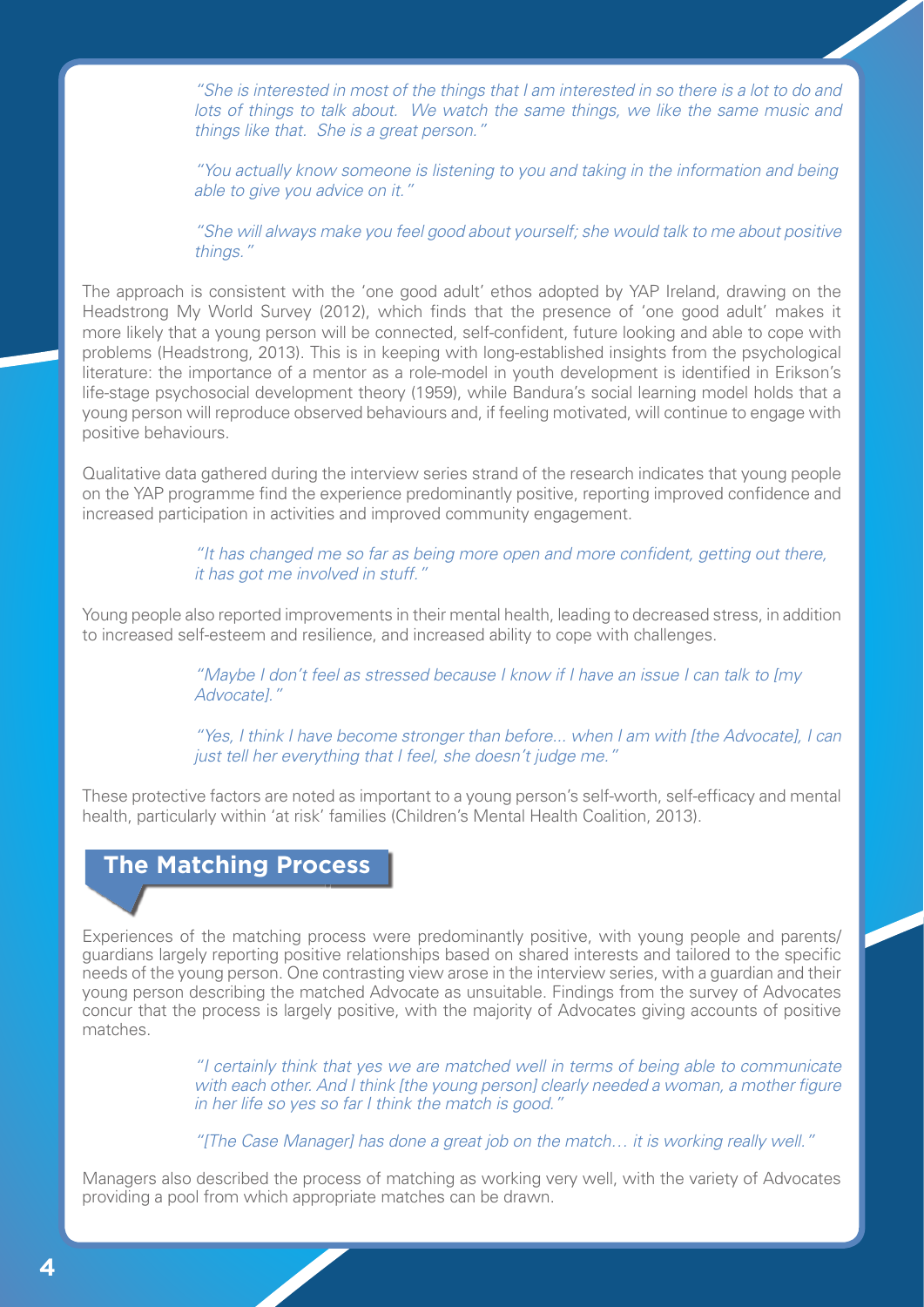> *"She is interested in most of the things that I am interested in so there is a lot to do and lots of things to talk about. We watch the same things, we like the same music and things like that. She is a great person."*

> *"You actually know someone is listening to you and taking in the information and being able to give you advice on it."*

> *"She will always make you feel good about yourself; she would talk to me about positive things."*

The approach is consistent with the 'one good adult' ethos adopted by YAP Ireland, drawing on the Headstrong My World Survey (2012), which finds that the presence of 'one good adult' makes it more likely that a young person will be connected, self-confident, future looking and able to cope with problems (Headstrong, 2013). This is in keeping with long-established insights from the psychological literature: the importance of a mentor as a role-model in youth development is identified in Erikson's life-stage psychosocial development theory (1959), while Bandura's social learning model holds that a young person will reproduce observed behaviours and, if feeling motivated, will continue to engage with positive behaviours.

Qualitative data gathered during the interview series strand of the research indicates that young people on the YAP programme find the experience predominantly positive, reporting improved confidence and increased participation in activities and improved community engagement.

> *"It has changed me so far as being more open and more confident, getting out there, it has got me involved in stuff."*

Young people also reported improvements in their mental health, leading to decreased stress, in addition to increased self-esteem and resilience, and increased ability to cope with challenges.

> *"Maybe I don't feel as stressed because I know if I have an issue I can talk to [my Advocate]."*

> *"Yes, I think I have become stronger than before... when I am with [the Advocate], I can just tell her everything that I feel, she doesn't judge me."*

These protective factors are noted as important to a young person's self-worth, self-efficacy and mental health, particularly within 'at risk' families (Children's Mental Health Coalition, 2013).

## The Matching Process

Experiences of the matching process were predominantly positive, with young people and parents/guardians largely reporting positive relationships based on shared interests and tailored to the specific needs of the young person. One contrasting view arose in the interview series, with a guardian and their young person describing the matched Advocate as unsuitable. Findings from the survey of Advocates concur that the process is largely positive, with the majority of Advocates giving accounts of positive matches.

> *"I certainly think that yes we are matched well in terms of being able to communicate with each other. And I think [the young person] clearly needed a woman, a mother figure in her life so yes so far I think the match is good."*

> *"[The Case Manager] has done a great job on the match… it is working really well."*

Managers also described the process of matching as working very well, with the variety of Advocates providing a pool from which appropriate matches can be drawn.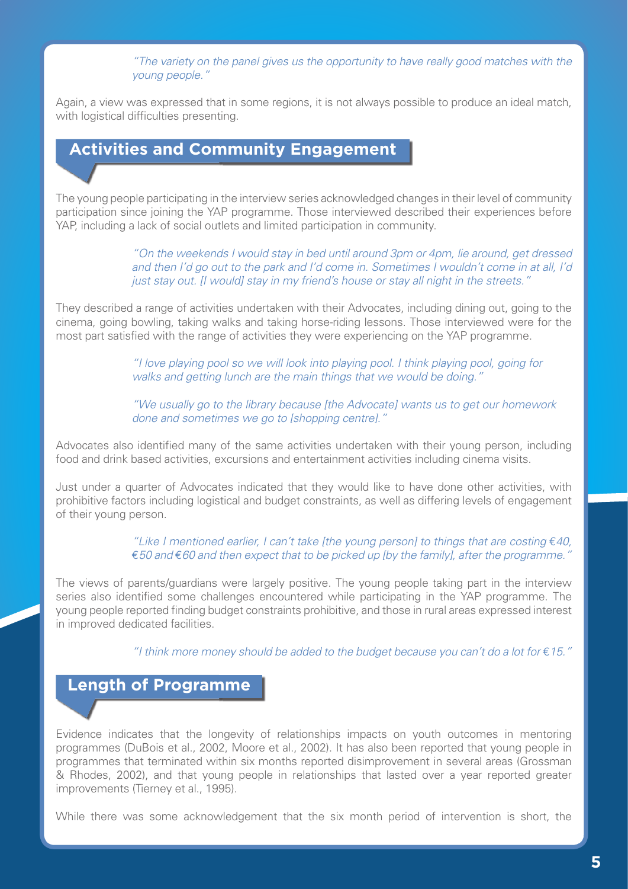*"The variety on the panel gives us the opportunity to have really good matches with the young people."*

Again, a view was expressed that in some regions, it is not always possible to produce an ideal match, with logistical difficulties presenting.

## Activities and Community Engagement

The young people participating in the interview series acknowledged changes in their level of community participation since joining the YAP programme. Those interviewed described their experiences before YAP, including a lack of social outlets and limited participation in community.

> *"On the weekends I would stay in bed until around 3pm or 4pm, lie around, get dressed and then I'd go out to the park and I'd come in. Sometimes I wouldn't come in at all, I'd just stay out. [I would] stay in my friend's house or stay all night in the streets."*

They described a range of activities undertaken with their Advocates, including dining out, going to the cinema, going bowling, taking walks and taking horse-riding lessons. Those interviewed were for the most part satisfied with the range of activities they were experiencing on the YAP programme.

> *"I love playing pool so we will look into playing pool. I think playing pool, going for walks and getting lunch are the main things that we would be doing."*

> *"We usually go to the library because [the Advocate] wants us to get our homework done and sometimes we go to [shopping centre]."*

Advocates also identified many of the same activities undertaken with their young person, including food and drink based activities, excursions and entertainment activities including cinema visits.

Just under a quarter of Advocates indicated that they would like to have done other activities, with prohibitive factors including logistical and budget constraints, as well as differing levels of engagement of their young person.

> *"Like I mentioned earlier, I can't take [the young person] to things that are costing €40, €50 and €60 and then expect that to be picked up [by the family], after the programme."*

The views of parents/guardians were largely positive. The young people taking part in the interview series also identified some challenges encountered while participating in the YAP programme. The young people reported finding budget constraints prohibitive, and those in rural areas expressed interest in improved dedicated facilities.

> *"I think more money should be added to the budget because you can't do a lot for €15."*

## Length of Programme

Evidence indicates that the longevity of relationships impacts on youth outcomes in mentoring programmes (DuBois et al., 2002, Moore et al., 2002). It has also been reported that young people in programmes that terminated within six months reported disimprovement in several areas (Grossman & Rhodes, 2002), and that young people in relationships that lasted over a year reported greater improvements (Tierney et al., 1995).

While there was some acknowledgement that the six month period of intervention is short, the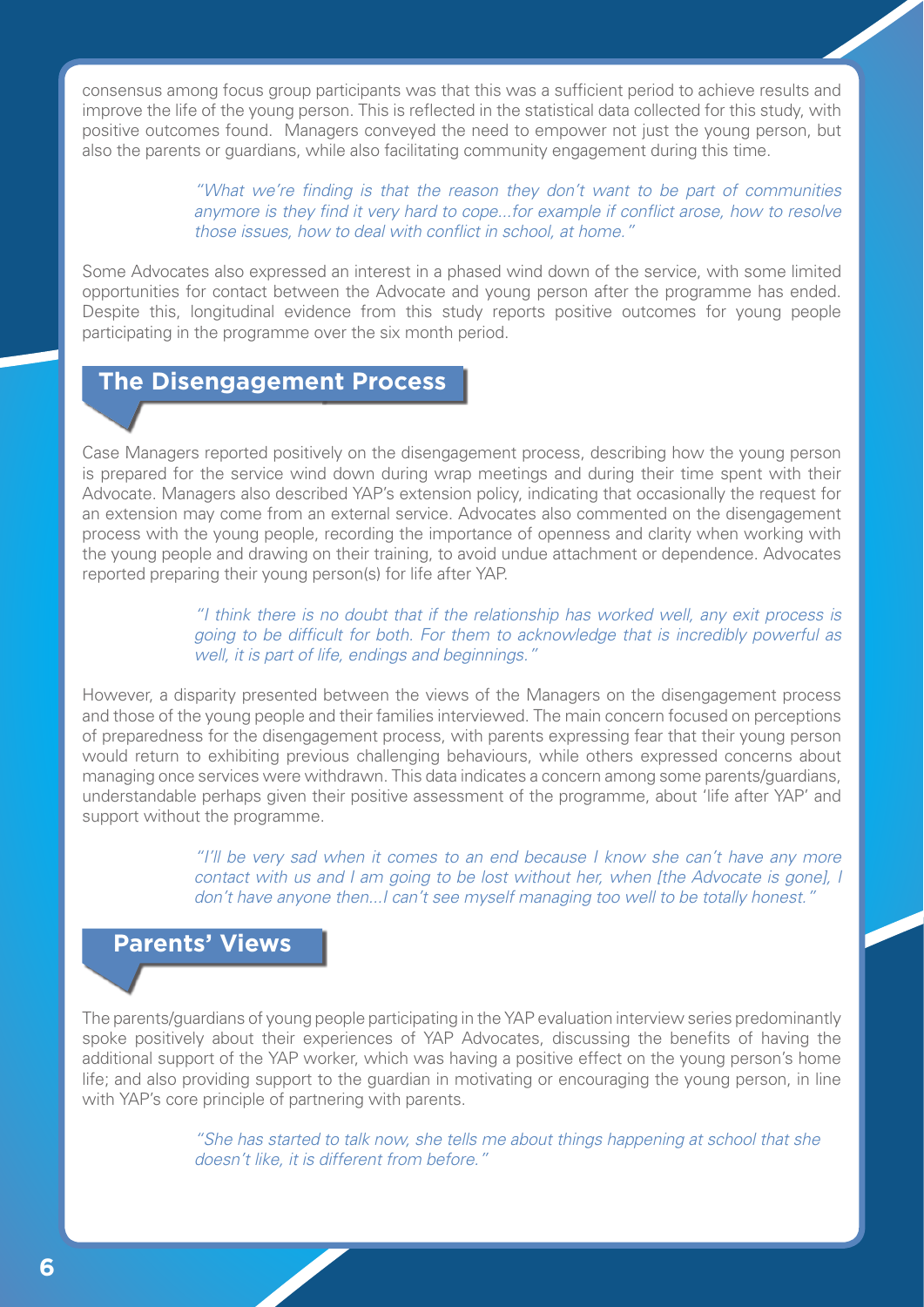consensus among focus group participants was that this was a sufficient period to achieve results and improve the life of the young person. This is reflected in the statistical data collected for this study, with positive outcomes found. Managers conveyed the need to empower not just the young person, but also the parents or guardians, while also facilitating community engagement during this time.

> *"What we're finding is that the reason they don't want to be part of communities anymore is they find it very hard to cope...for example if conflict arose, how to resolve those issues, how to deal with conflict in school, at home."*

Some Advocates also expressed an interest in a phased wind down of the service, with some limited opportunities for contact between the Advocate and young person after the programme has ended. Despite this, longitudinal evidence from this study reports positive outcomes for young people participating in the programme over the six month period.

## The Disengagement Process

Case Managers reported positively on the disengagement process, describing how the young person is prepared for the service wind down during wrap meetings and during their time spent with their Advocate. Managers also described YAP's extension policy, indicating that occasionally the request for an extension may come from an external service. Advocates also commented on the disengagement process with the young people, recording the importance of openness and clarity when working with the young people and drawing on their training, to avoid undue attachment or dependence. Advocates reported preparing their young person(s) for life after YAP.

> *"I think there is no doubt that if the relationship has worked well, any exit process is going to be difficult for both. For them to acknowledge that is incredibly powerful as well, it is part of life, endings and beginnings."*

However, a disparity presented between the views of the Managers on the disengagement process and those of the young people and their families interviewed. The main concern focused on perceptions of preparedness for the disengagement process, with parents expressing fear that their young person would return to exhibiting previous challenging behaviours, while others expressed concerns about managing once services were withdrawn. This data indicates a concern among some parents/guardians, understandable perhaps given their positive assessment of the programme, about 'life after YAP' and support without the programme.

> *"I'll be very sad when it comes to an end because I know she can't have any more contact with us and I am going to be lost without her, when [the Advocate is gone], I don't have anyone then...I can't see myself managing too well to be totally honest."*

## Parents' Views

The parents/guardians of young people participating in the YAP evaluation interview series predominantly spoke positively about their experiences of YAP Advocates, discussing the benefits of having the additional support of the YAP worker, which was having a positive effect on the young person's home life; and also providing support to the guardian in motivating or encouraging the young person, in line with YAP's core principle of partnering with parents.

> *"She has started to talk now, she tells me about things happening at school that she doesn't like, it is different from before."*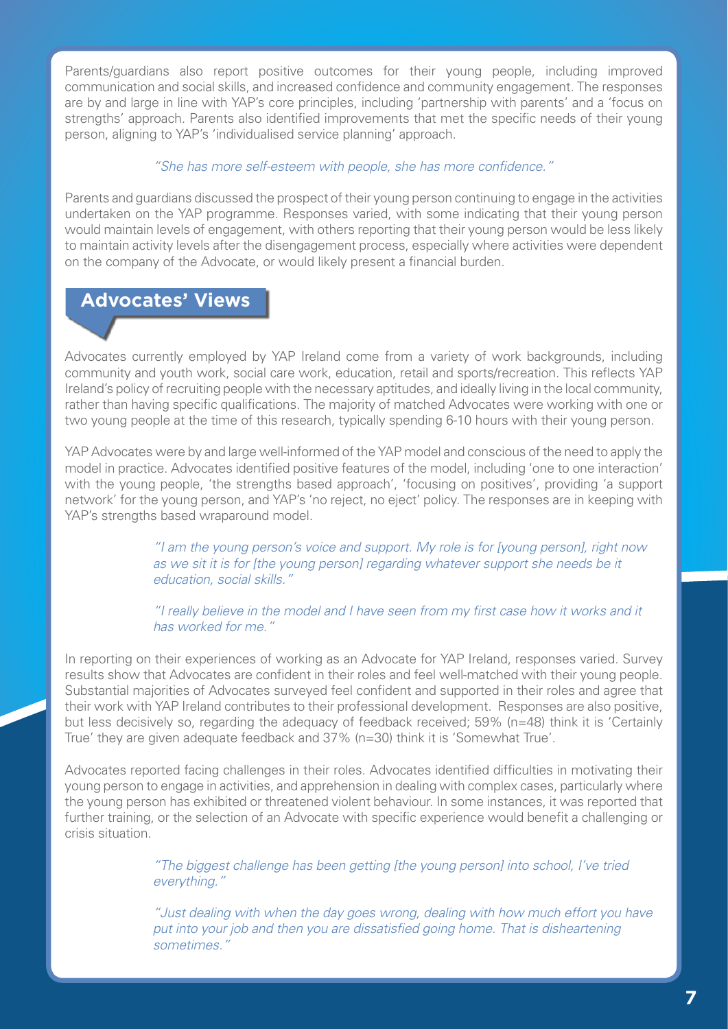Parents/guardians also report positive outcomes for their young people, including improved communication and social skills, and increased confidence and community engagement. The responses are by and large in line with YAP's core principles, including 'partnership with parents' and a 'focus on strengths' approach. Parents also identified improvements that met the specific needs of their young person, aligning to YAP's 'individualised service planning' approach.

*"She has more self-esteem with people, she has more confidence."*

Parents and guardians discussed the prospect of their young person continuing to engage in the activities undertaken on the YAP programme. Responses varied, with some indicating that their young person would maintain levels of engagement, with others reporting that their young person would be less likely to maintain activity levels after the disengagement process, especially where activities were dependent on the company of the Advocate, or would likely present a financial burden.

## Advocates' Views

Advocates currently employed by YAP Ireland come from a variety of work backgrounds, including community and youth work, social care work, education, retail and sports/recreation. This reflects YAP Ireland's policy of recruiting people with the necessary aptitudes, and ideally living in the local community, rather than having specific qualifications. The majority of matched Advocates were working with one or two young people at the time of this research, typically spending 6-10 hours with their young person.

YAP Advocates were by and large well-informed of the YAP model and conscious of the need to apply the model in practice. Advocates identified positive features of the model, including 'one to one interaction' with the young people, 'the strengths based approach', 'focusing on positives', providing 'a support network' for the young person, and YAP's 'no reject, no eject' policy. The responses are in keeping with YAP's strengths based wraparound model.

*"I am the young person's voice and support. My role is for [young person], right now as we sit it is for [the young person] regarding whatever support she needs be it education, social skills."*

*"I really believe in the model and I have seen from my first case how it works and it has worked for me."*

In reporting on their experiences of working as an Advocate for YAP Ireland, responses varied. Survey results show that Advocates are confident in their roles and feel well-matched with their young people. Substantial majorities of Advocates surveyed feel confident and supported in their roles and agree that their work with YAP Ireland contributes to their professional development. Responses are also positive, but less decisively so, regarding the adequacy of feedback received; 59% (n=48) think it is 'Certainly True' they are given adequate feedback and 37% (n=30) think it is 'Somewhat True'.

Advocates reported facing challenges in their roles. Advocates identified difficulties in motivating their young person to engage in activities, and apprehension in dealing with complex cases, particularly where the young person has exhibited or threatened violent behaviour. In some instances, it was reported that further training, or the selection of an Advocate with specific experience would benefit a challenging or crisis situation.

*"The biggest challenge has been getting [the young person] into school, I've tried everything."*

*"Just dealing with when the day goes wrong, dealing with how much effort you have put into your job and then you are dissatisfied going home. That is disheartening sometimes."*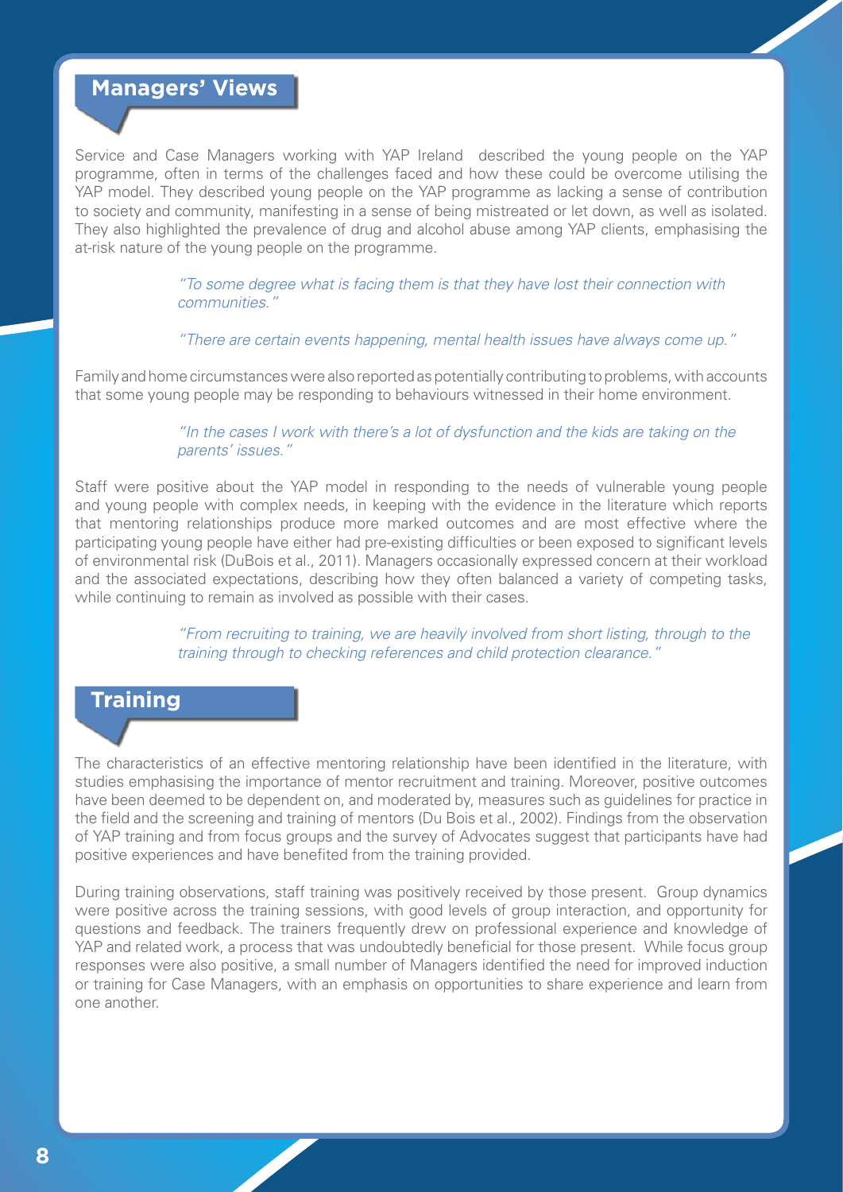## Managers' Views

Service and Case Managers working with YAP Ireland described the young people on the YAP programme, often in terms of the challenges faced and how these could be overcome utilising the YAP model. They described young people on the YAP programme as lacking a sense of contribution to society and community, manifesting in a sense of being mistreated or let down, as well as isolated. They also highlighted the prevalence of drug and alcohol abuse among YAP clients, emphasising the at-risk nature of the young people on the programme.

> *"To some degree what is facing them is that they have lost their connection with communities."*
>
> *"There are certain events happening, mental health issues have always come up."*

Family and home circumstances were also reported as potentially contributing to problems, with accounts that some young people may be responding to behaviours witnessed in their home environment.

> *"In the cases I work with there's a lot of dysfunction and the kids are taking on the parents' issues."*

Staff were positive about the YAP model in responding to the needs of vulnerable young people and young people with complex needs, in keeping with the evidence in the literature which reports that mentoring relationships produce more marked outcomes and are most effective where the participating young people have either had pre-existing difficulties or been exposed to significant levels of environmental risk (DuBois et al., 2011). Managers occasionally expressed concern at their workload and the associated expectations, describing how they often balanced a variety of competing tasks, while continuing to remain as involved as possible with their cases.

> *"From recruiting to training, we are heavily involved from short listing, through to the training through to checking references and child protection clearance."*

## Training

The characteristics of an effective mentoring relationship have been identified in the literature, with studies emphasising the importance of mentor recruitment and training. Moreover, positive outcomes have been deemed to be dependent on, and moderated by, measures such as guidelines for practice in the field and the screening and training of mentors (Du Bois et al., 2002). Findings from the observation of YAP training and from focus groups and the survey of Advocates suggest that participants have had positive experiences and have benefited from the training provided.

During training observations, staff training was positively received by those present. Group dynamics were positive across the training sessions, with good levels of group interaction, and opportunity for questions and feedback. The trainers frequently drew on professional experience and knowledge of YAP and related work, a process that was undoubtedly beneficial for those present. While focus group responses were also positive, a small number of Managers identified the need for improved induction or training for Case Managers, with an emphasis on opportunities to share experience and learn from one another.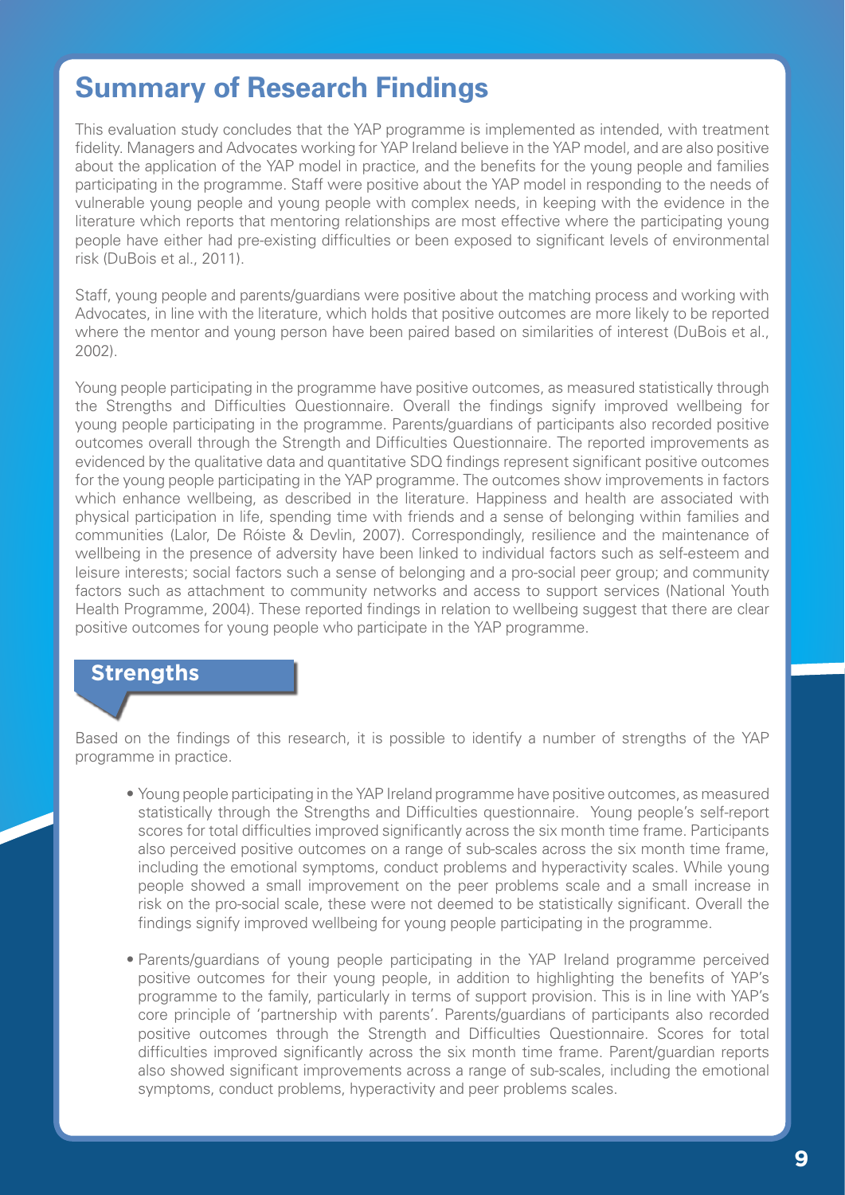## Summary of Research Findings

This evaluation study concludes that the YAP programme is implemented as intended, with treatment fidelity. Managers and Advocates working for YAP Ireland believe in the YAP model, and are also positive about the application of the YAP model in practice, and the benefits for the young people and families participating in the programme. Staff were positive about the YAP model in responding to the needs of vulnerable young people and young people with complex needs, in keeping with the evidence in the literature which reports that mentoring relationships are most effective where the participating young people have either had pre-existing difficulties or been exposed to significant levels of environmental risk (DuBois et al., 2011).

Staff, young people and parents/guardians were positive about the matching process and working with Advocates, in line with the literature, which holds that positive outcomes are more likely to be reported where the mentor and young person have been paired based on similarities of interest (DuBois et al., 2002).

Young people participating in the programme have positive outcomes, as measured statistically through the Strengths and Difficulties Questionnaire. Overall the findings signify improved wellbeing for young people participating in the programme. Parents/guardians of participants also recorded positive outcomes overall through the Strength and Difficulties Questionnaire. The reported improvements as evidenced by the qualitative data and quantitative SDQ findings represent significant positive outcomes for the young people participating in the YAP programme. The outcomes show improvements in factors which enhance wellbeing, as described in the literature. Happiness and health are associated with physical participation in life, spending time with friends and a sense of belonging within families and communities (Lalor, De Róiste & Devlin, 2007). Correspondingly, resilience and the maintenance of wellbeing in the presence of adversity have been linked to individual factors such as self-esteem and leisure interests; social factors such a sense of belonging and a pro-social peer group; and community factors such as attachment to community networks and access to support services (National Youth Health Programme, 2004). These reported findings in relation to wellbeing suggest that there are clear positive outcomes for young people who participate in the YAP programme.

### Strengths

Based on the findings of this research, it is possible to identify a number of strengths of the YAP programme in practice.

- Young people participating in the YAP Ireland programme have positive outcomes, as measured statistically through the Strengths and Difficulties questionnaire. Young people's self-report scores for total difficulties improved significantly across the six month time frame. Participants also perceived positive outcomes on a range of sub-scales across the six month time frame, including the emotional symptoms, conduct problems and hyperactivity scales. While young people showed a small improvement on the peer problems scale and a small increase in risk on the pro-social scale, these were not deemed to be statistically significant. Overall the findings signify improved wellbeing for young people participating in the programme.

- Parents/guardians of young people participating in the YAP Ireland programme perceived positive outcomes for their young people, in addition to highlighting the benefits of YAP's programme to the family, particularly in terms of support provision. This is in line with YAP's core principle of 'partnership with parents'. Parents/guardians of participants also recorded positive outcomes through the Strength and Difficulties Questionnaire. Scores for total difficulties improved significantly across the six month time frame. Parent/guardian reports also showed significant improvements across a range of sub-scales, including the emotional symptoms, conduct problems, hyperactivity and peer problems scales.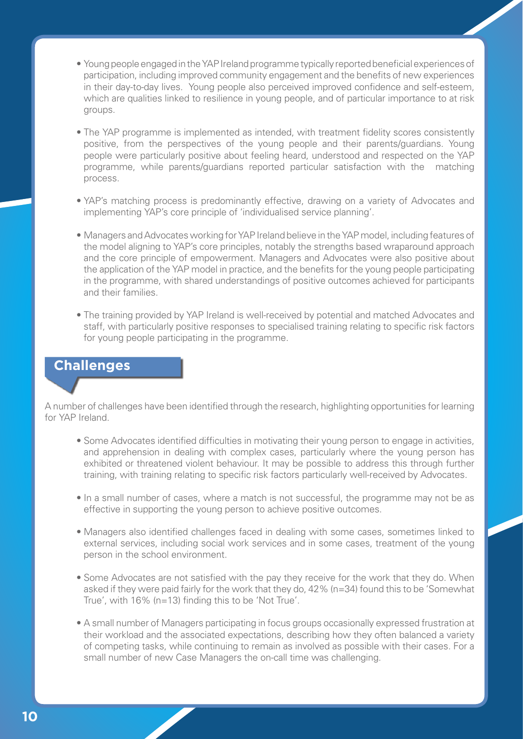- Young people engaged in the YAP Ireland programme typically reported beneficial experiences of participation, including improved community engagement and the benefits of new experiences in their day-to-day lives. Young people also perceived improved confidence and self-esteem, which are qualities linked to resilience in young people, and of particular importance to at risk groups.

- The YAP programme is implemented as intended, with treatment fidelity scores consistently positive, from the perspectives of the young people and their parents/guardians. Young people were particularly positive about feeling heard, understood and respected on the YAP programme, while parents/guardians reported particular satisfaction with the matching process.

- YAP's matching process is predominantly effective, drawing on a variety of Advocates and implementing YAP's core principle of 'individualised service planning'.

- Managers and Advocates working for YAP Ireland believe in the YAP model, including features of the model aligning to YAP's core principles, notably the strengths based wraparound approach and the core principle of empowerment. Managers and Advocates were also positive about the application of the YAP model in practice, and the benefits for the young people participating in the programme, with shared understandings of positive outcomes achieved for participants and their families.

- The training provided by YAP Ireland is well-received by potential and matched Advocates and staff, with particularly positive responses to specialised training relating to specific risk factors for young people participating in the programme.

## Challenges

A number of challenges have been identified through the research, highlighting opportunities for learning for YAP Ireland.

- Some Advocates identified difficulties in motivating their young person to engage in activities, and apprehension in dealing with complex cases, particularly where the young person has exhibited or threatened violent behaviour. It may be possible to address this through further training, with training relating to specific risk factors particularly well-received by Advocates.

- In a small number of cases, where a match is not successful, the programme may not be as effective in supporting the young person to achieve positive outcomes.

- Managers also identified challenges faced in dealing with some cases, sometimes linked to external services, including social work services and in some cases, treatment of the young person in the school environment.

- Some Advocates are not satisfied with the pay they receive for the work that they do. When asked if they were paid fairly for the work that they do, 42% (n=34) found this to be 'Somewhat True', with 16% (n=13) finding this to be 'Not True'.

- A small number of Managers participating in focus groups occasionally expressed frustration at their workload and the associated expectations, describing how they often balanced a variety of competing tasks, while continuing to remain as involved as possible with their cases. For a small number of new Case Managers the on-call time was challenging.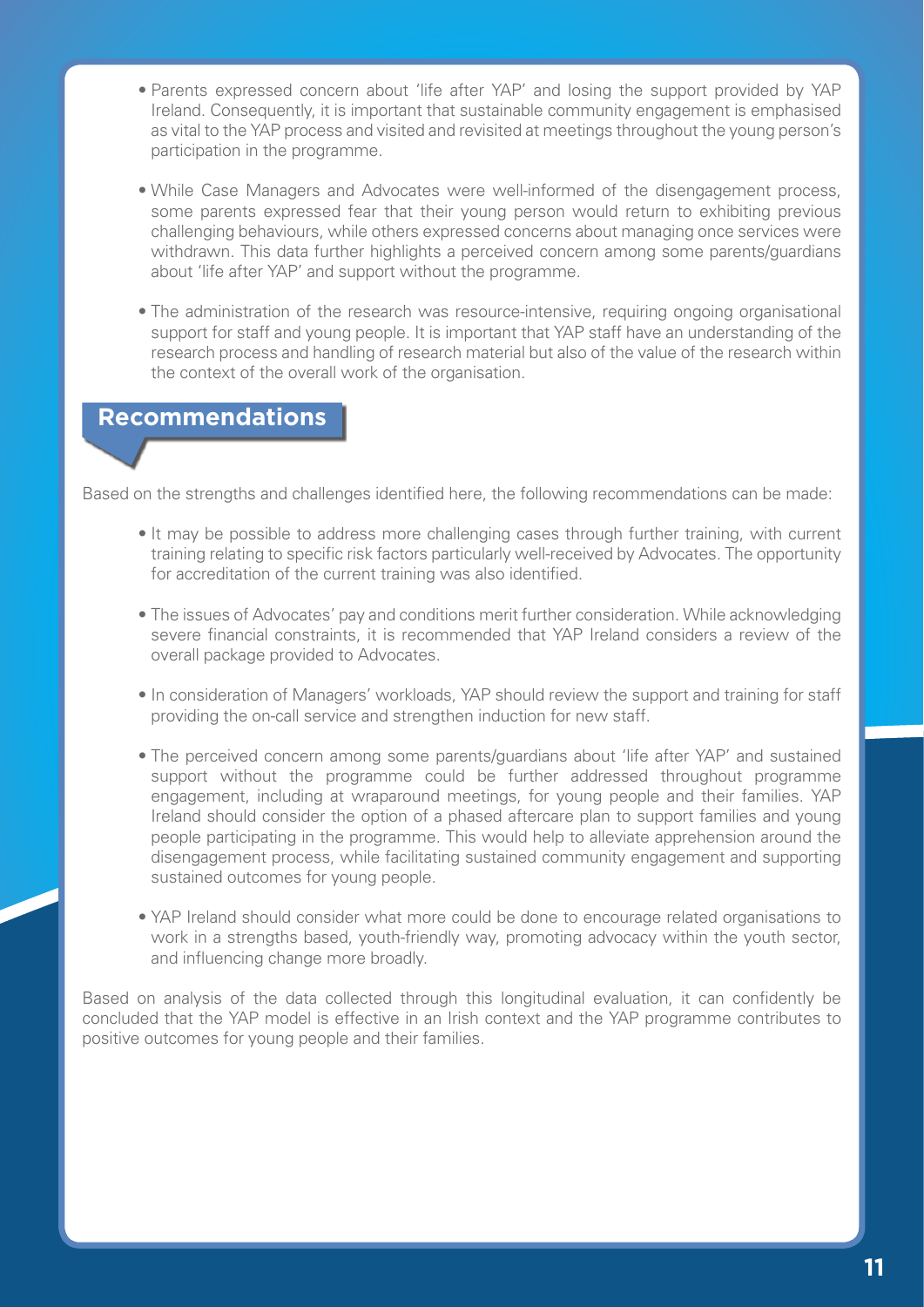- Parents expressed concern about 'life after YAP' and losing the support provided by YAP Ireland. Consequently, it is important that sustainable community engagement is emphasised as vital to the YAP process and visited and revisited at meetings throughout the young person's participation in the programme.

- While Case Managers and Advocates were well-informed of the disengagement process, some parents expressed fear that their young person would return to exhibiting previous challenging behaviours, while others expressed concerns about managing once services were withdrawn. This data further highlights a perceived concern among some parents/guardians about 'life after YAP' and support without the programme.

- The administration of the research was resource-intensive, requiring ongoing organisational support for staff and young people. It is important that YAP staff have an understanding of the research process and handling of research material but also of the value of the research within the context of the overall work of the organisation.

## Recommendations

Based on the strengths and challenges identified here, the following recommendations can be made:

- It may be possible to address more challenging cases through further training, with current training relating to specific risk factors particularly well-received by Advocates. The opportunity for accreditation of the current training was also identified.

- The issues of Advocates' pay and conditions merit further consideration. While acknowledging severe financial constraints, it is recommended that YAP Ireland considers a review of the overall package provided to Advocates.

- In consideration of Managers' workloads, YAP should review the support and training for staff providing the on-call service and strengthen induction for new staff.

- The perceived concern among some parents/guardians about 'life after YAP' and sustained support without the programme could be further addressed throughout programme engagement, including at wraparound meetings, for young people and their families. YAP Ireland should consider the option of a phased aftercare plan to support families and young people participating in the programme. This would help to alleviate apprehension around the disengagement process, while facilitating sustained community engagement and supporting sustained outcomes for young people.

- YAP Ireland should consider what more could be done to encourage related organisations to work in a strengths based, youth-friendly way, promoting advocacy within the youth sector, and influencing change more broadly.

Based on analysis of the data collected through this longitudinal evaluation, it can confidently be concluded that the YAP model is effective in an Irish context and the YAP programme contributes to positive outcomes for young people and their families.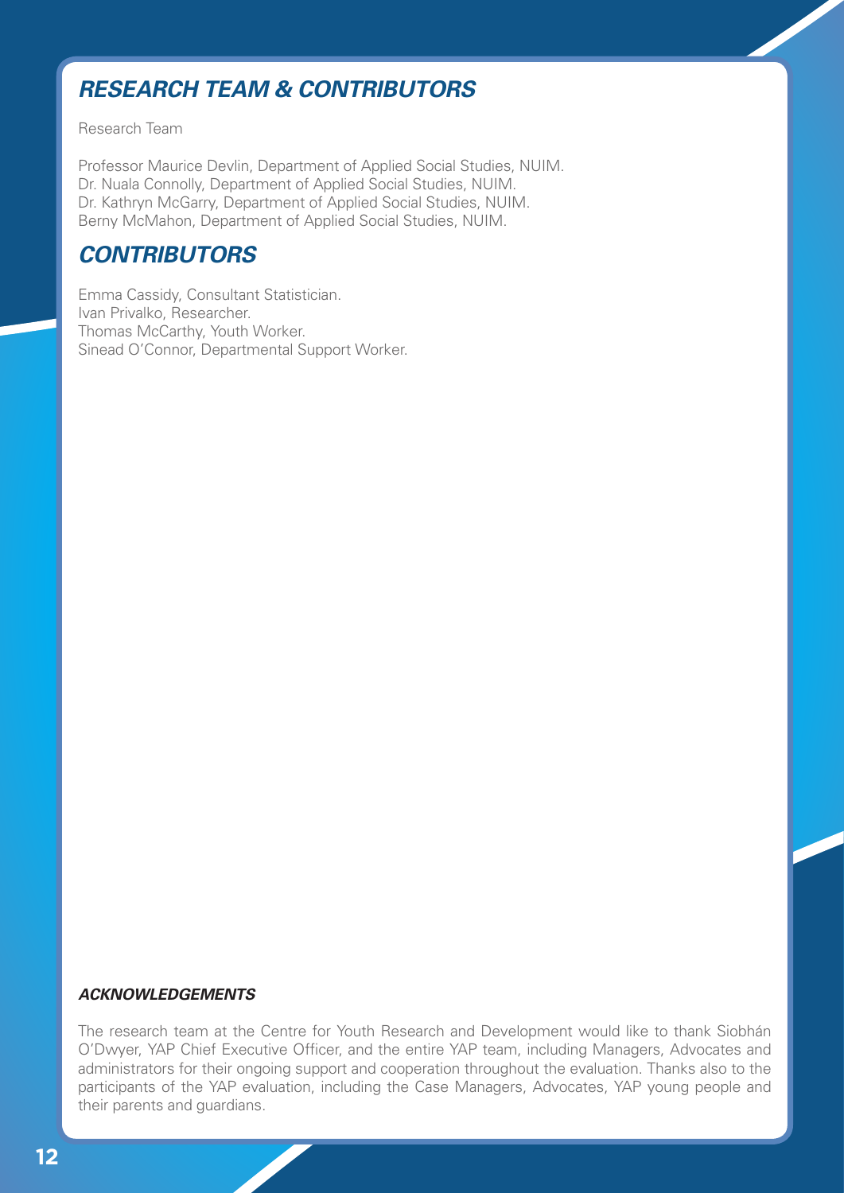## *RESEARCH TEAM & CONTRIBUTORS*

Research Team

Professor Maurice Devlin, Department of Applied Social Studies, NUIM.
Dr. Nuala Connolly, Department of Applied Social Studies, NUIM.
Dr. Kathryn McGarry, Department of Applied Social Studies, NUIM.
Berny McMahon, Department of Applied Social Studies, NUIM.

## *CONTRIBUTORS*

Emma Cassidy, Consultant Statistician.
Ivan Privalko, Researcher.
Thomas McCarthy, Youth Worker.
Sinead O'Connor, Departmental Support Worker.

### *ACKNOWLEDGEMENTS*

The research team at the Centre for Youth Research and Development would like to thank Siobhán O'Dwyer, YAP Chief Executive Officer, and the entire YAP team, including Managers, Advocates and administrators for their ongoing support and cooperation throughout the evaluation. Thanks also to the participants of the YAP evaluation, including the Case Managers, Advocates, YAP young people and their parents and guardians.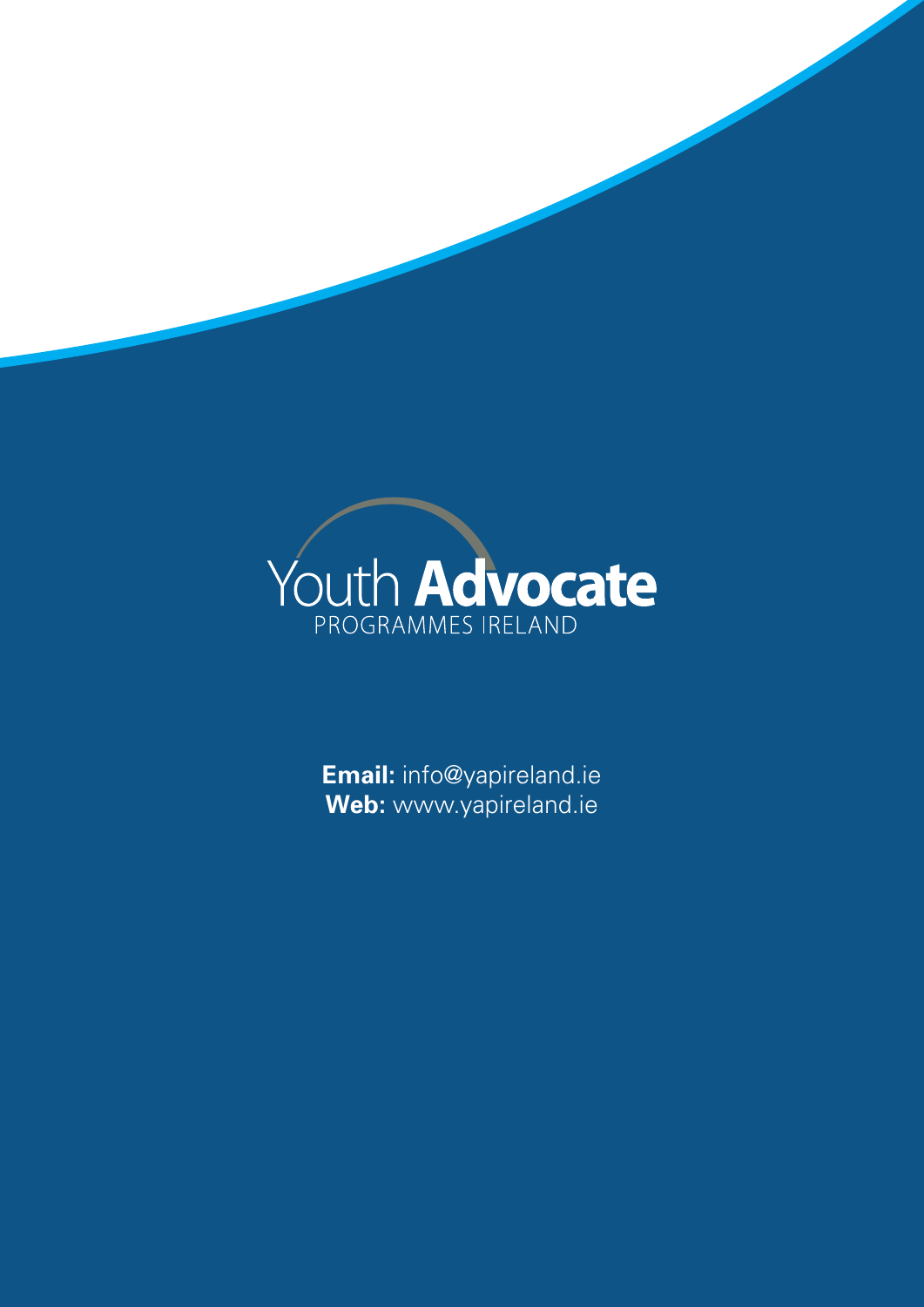Youth **Advocate**
PROGRAMMES IRELAND

**Email:** info@yapireland.ie
**Web:** www.yapireland.ie